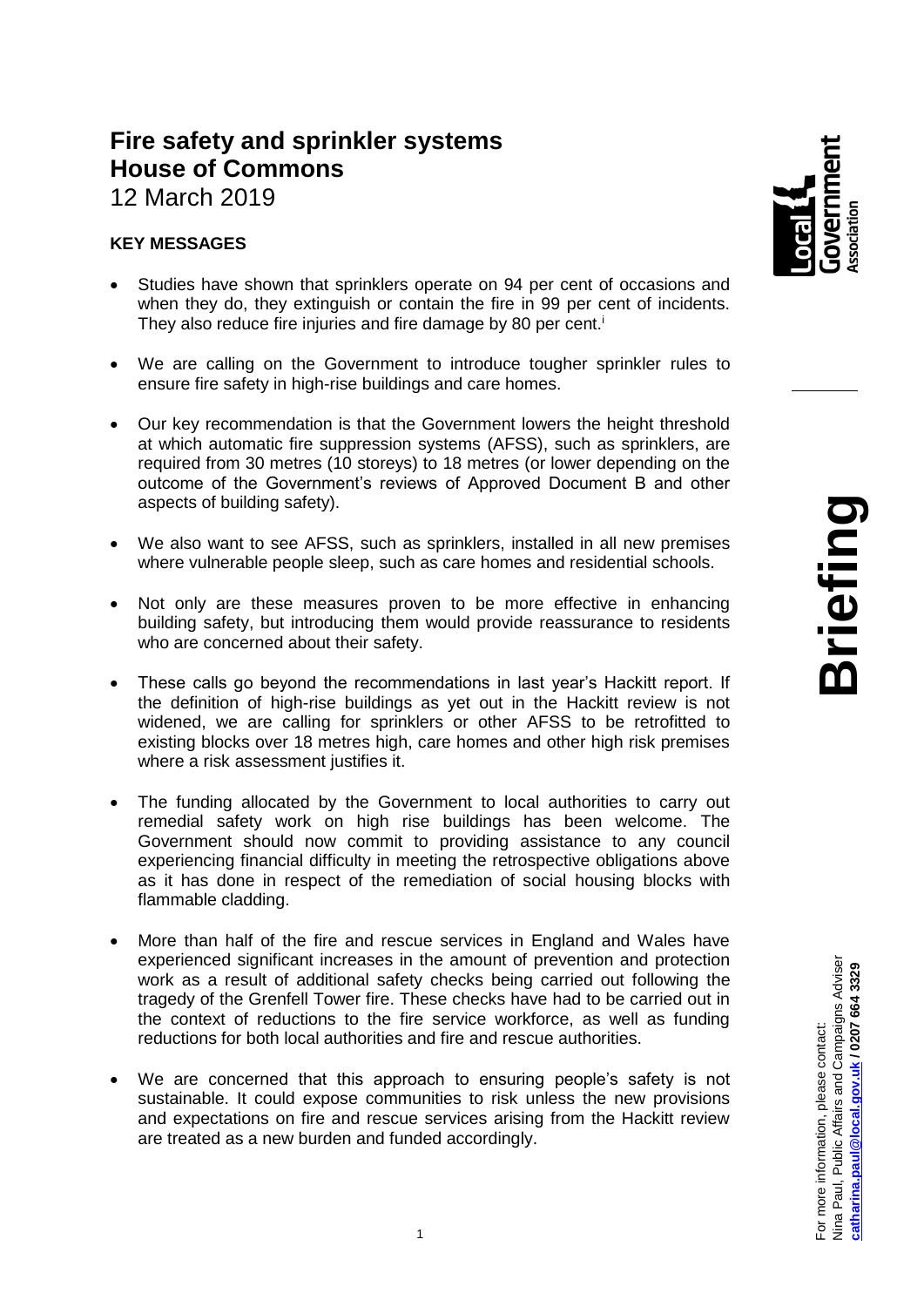# Fire safety and sprinkler systems
# House of Commons

12 March 2019

**Briefing**

## KEY MESSAGES

- Studies have shown that sprinklers operate on 94 per cent of occasions and when they do, they extinguish or contain the fire in 99 per cent of incidents. They also reduce fire injuries and fire damage by 80 per cent.[i]
- We are calling on the Government to introduce tougher sprinkler rules to ensure fire safety in high-rise buildings and care homes.
- Our key recommendation is that the Government lowers the height threshold at which automatic fire suppression systems (AFSS), such as sprinklers, are required from 30 metres (10 storeys) to 18 metres (or lower depending on the outcome of the Government's reviews of Approved Document B and other aspects of building safety).
- We also want to see AFSS, such as sprinklers, installed in all new premises where vulnerable people sleep, such as care homes and residential schools.
- Not only are these measures proven to be more effective in enhancing building safety, but introducing them would provide reassurance to residents who are concerned about their safety.
- These calls go beyond the recommendations in last year's Hackitt report. If the definition of high-rise buildings as yet out in the Hackitt review is not widened, we are calling for sprinklers or other AFSS to be retrofitted to existing blocks over 18 metres high, care homes and other high risk premises where a risk assessment justifies it.
- The funding allocated by the Government to local authorities to carry out remedial safety work on high rise buildings has been welcome. The Government should now commit to providing assistance to any council experiencing financial difficulty in meeting the retrospective obligations above as it has done in respect of the remediation of social housing blocks with flammable cladding.
- More than half of the fire and rescue services in England and Wales have experienced significant increases in the amount of prevention and protection work as a result of additional safety checks being carried out following the tragedy of the Grenfell Tower fire. These checks have had to be carried out in the context of reductions to the fire service workforce, as well as funding reductions for both local authorities and fire and rescue authorities.
- We are concerned that this approach to ensuring people's safety is not sustainable. It could expose communities to risk unless the new provisions and expectations on fire and rescue services arising from the Hackitt review are treated as a new burden and funded accordingly.

For more information, please contact:
Nina Paul, Public Affairs and Campaigns Adviser
**catharina.paul@local.gov.uk / 0207 664 3329**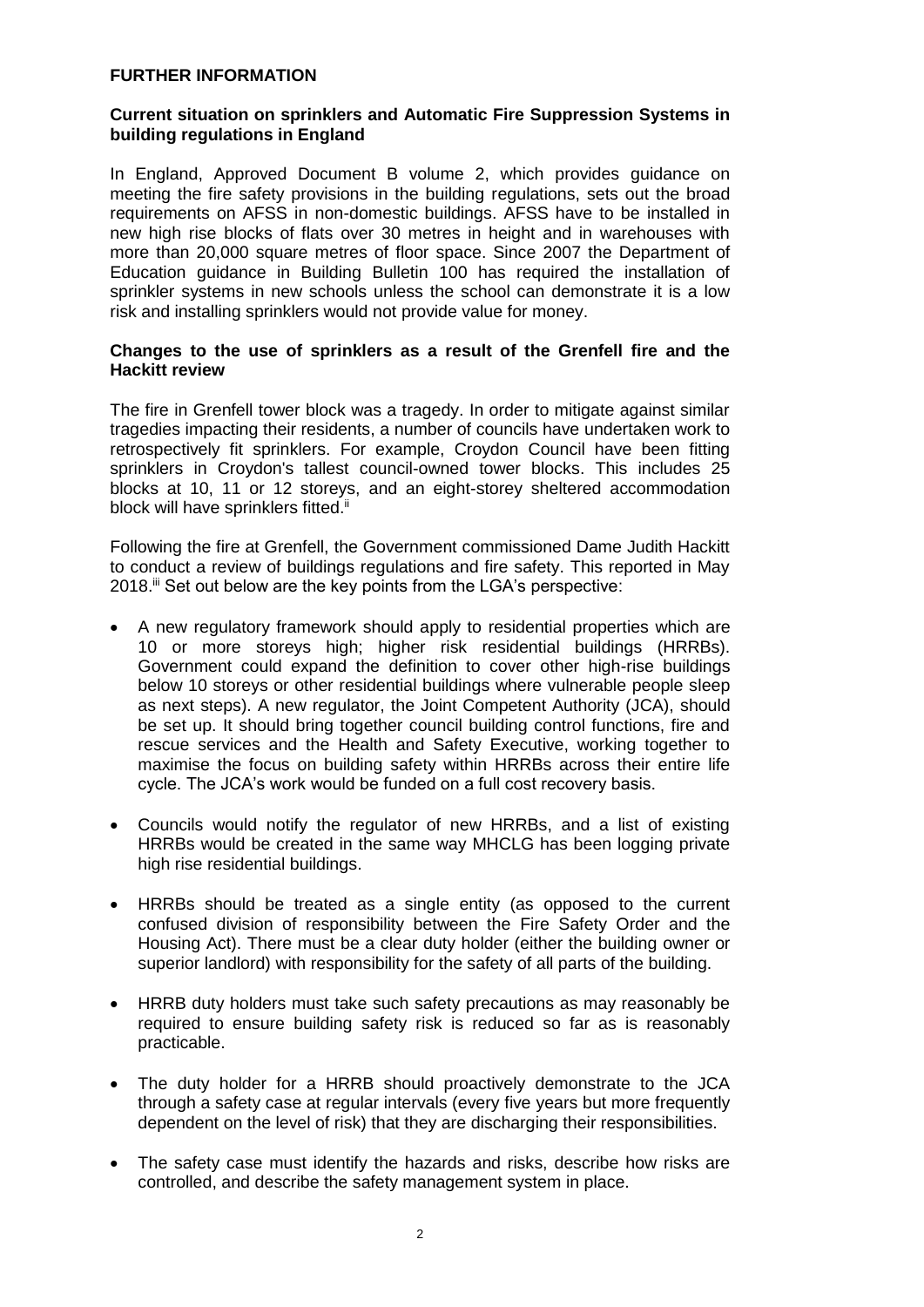**FURTHER INFORMATION**

**Current situation on sprinklers and Automatic Fire Suppression Systems in building regulations in England**

In England, Approved Document B volume 2, which provides guidance on meeting the fire safety provisions in the building regulations, sets out the broad requirements on AFSS in non-domestic buildings. AFSS have to be installed in new high rise blocks of flats over 30 metres in height and in warehouses with more than 20,000 square metres of floor space. Since 2007 the Department of Education guidance in Building Bulletin 100 has required the installation of sprinkler systems in new schools unless the school can demonstrate it is a low risk and installing sprinklers would not provide value for money.

**Changes to the use of sprinklers as a result of the Grenfell fire and the Hackitt review**

The fire in Grenfell tower block was a tragedy. In order to mitigate against similar tragedies impacting their residents, a number of councils have undertaken work to retrospectively fit sprinklers. For example, Croydon Council have been fitting sprinklers in Croydon's tallest council-owned tower blocks. This includes 25 blocks at 10, 11 or 12 storeys, and an eight-storey sheltered accommodation block will have sprinklers fitted.[ii]

Following the fire at Grenfell, the Government commissioned Dame Judith Hackitt to conduct a review of buildings regulations and fire safety. This reported in May 2018.[iii] Set out below are the key points from the LGA's perspective:

- A new regulatory framework should apply to residential properties which are 10 or more storeys high; higher risk residential buildings (HRRBs). Government could expand the definition to cover other high-rise buildings below 10 storeys or other residential buildings where vulnerable people sleep as next steps). A new regulator, the Joint Competent Authority (JCA), should be set up. It should bring together council building control functions, fire and rescue services and the Health and Safety Executive, working together to maximise the focus on building safety within HRRBs across their entire life cycle. The JCA's work would be funded on a full cost recovery basis.
- Councils would notify the regulator of new HRRBs, and a list of existing HRRBs would be created in the same way MHCLG has been logging private high rise residential buildings.
- HRRBs should be treated as a single entity (as opposed to the current confused division of responsibility between the Fire Safety Order and the Housing Act). There must be a clear duty holder (either the building owner or superior landlord) with responsibility for the safety of all parts of the building.
- HRRB duty holders must take such safety precautions as may reasonably be required to ensure building safety risk is reduced so far as is reasonably practicable.
- The duty holder for a HRRB should proactively demonstrate to the JCA through a safety case at regular intervals (every five years but more frequently dependent on the level of risk) that they are discharging their responsibilities.
- The safety case must identify the hazards and risks, describe how risks are controlled, and describe the safety management system in place.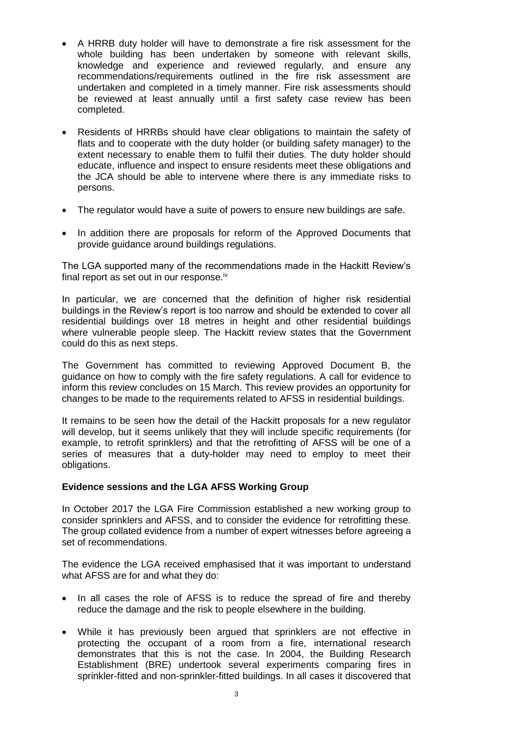- A HRRB duty holder will have to demonstrate a fire risk assessment for the whole building has been undertaken by someone with relevant skills, knowledge and experience and reviewed regularly, and ensure any recommendations/requirements outlined in the fire risk assessment are undertaken and completed in a timely manner. Fire risk assessments should be reviewed at least annually until a first safety case review has been completed.

- Residents of HRRBs should have clear obligations to maintain the safety of flats and to cooperate with the duty holder (or building safety manager) to the extent necessary to enable them to fulfil their duties. The duty holder should educate, influence and inspect to ensure residents meet these obligations and the JCA should be able to intervene where there is any immediate risks to persons.

- The regulator would have a suite of powers to ensure new buildings are safe.

- In addition there are proposals for reform of the Approved Documents that provide guidance around buildings regulations.

The LGA supported many of the recommendations made in the Hackitt Review's final report as set out in our response.[iv]

In particular, we are concerned that the definition of higher risk residential buildings in the Review's report is too narrow and should be extended to cover all residential buildings over 18 metres in height and other residential buildings where vulnerable people sleep. The Hackitt review states that the Government could do this as next steps.

The Government has committed to reviewing Approved Document B, the guidance on how to comply with the fire safety regulations. A call for evidence to inform this review concludes on 15 March. This review provides an opportunity for changes to be made to the requirements related to AFSS in residential buildings.

It remains to be seen how the detail of the Hackitt proposals for a new regulator will develop, but it seems unlikely that they will include specific requirements (for example, to retrofit sprinklers) and that the retrofitting of AFSS will be one of a series of measures that a duty-holder may need to employ to meet their obligations.

**Evidence sessions and the LGA AFSS Working Group**

In October 2017 the LGA Fire Commission established a new working group to consider sprinklers and AFSS, and to consider the evidence for retrofitting these. The group collated evidence from a number of expert witnesses before agreeing a set of recommendations.

The evidence the LGA received emphasised that it was important to understand what AFSS are for and what they do:

- In all cases the role of AFSS is to reduce the spread of fire and thereby reduce the damage and the risk to people elsewhere in the building.

- While it has previously been argued that sprinklers are not effective in protecting the occupant of a room from a fire, international research demonstrates that this is not the case. In 2004, the Building Research Establishment (BRE) undertook several experiments comparing fires in sprinkler-fitted and non-sprinkler-fitted buildings. In all cases it discovered that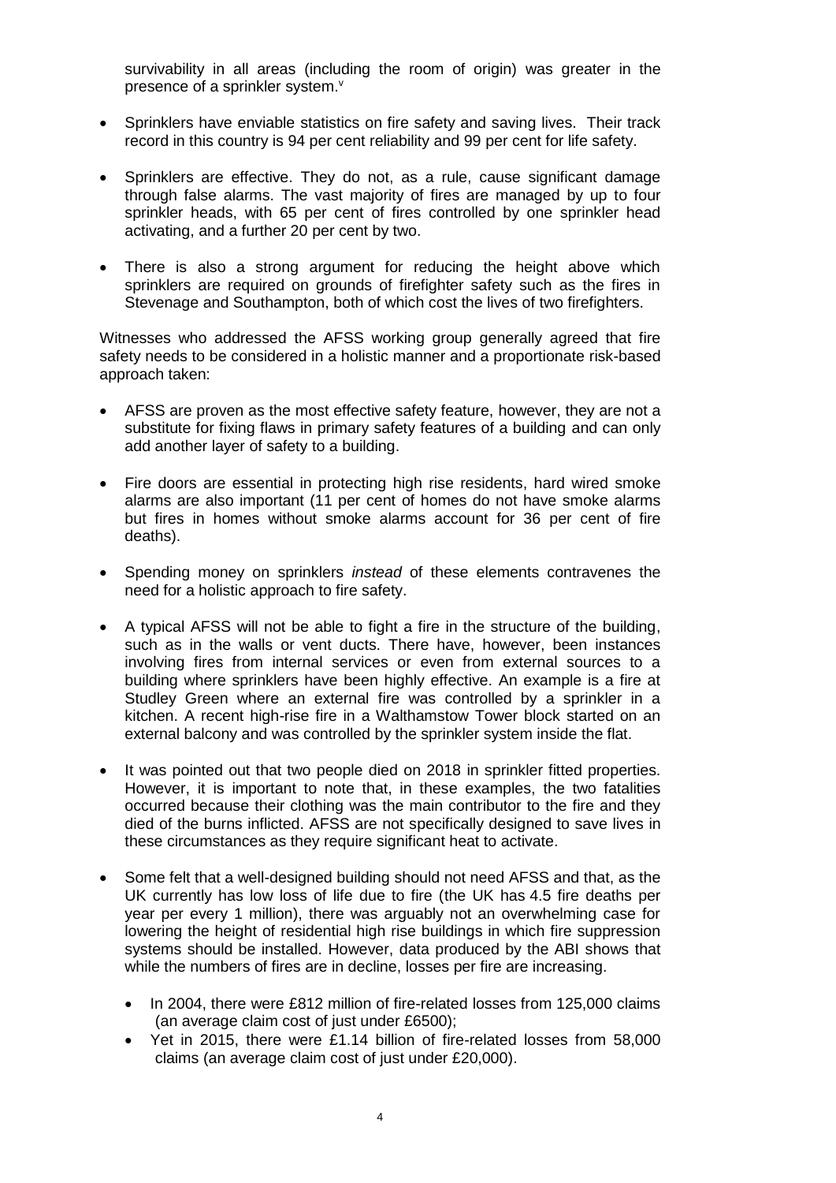survivability in all areas (including the room of origin) was greater in the presence of a sprinkler system.[v]

- Sprinklers have enviable statistics on fire safety and saving lives. Their track record in this country is 94 per cent reliability and 99 per cent for life safety.
- Sprinklers are effective. They do not, as a rule, cause significant damage through false alarms. The vast majority of fires are managed by up to four sprinkler heads, with 65 per cent of fires controlled by one sprinkler head activating, and a further 20 per cent by two.
- There is also a strong argument for reducing the height above which sprinklers are required on grounds of firefighter safety such as the fires in Stevenage and Southampton, both of which cost the lives of two firefighters.

Witnesses who addressed the AFSS working group generally agreed that fire safety needs to be considered in a holistic manner and a proportionate risk-based approach taken:

- AFSS are proven as the most effective safety feature, however, they are not a substitute for fixing flaws in primary safety features of a building and can only add another layer of safety to a building.
- Fire doors are essential in protecting high rise residents, hard wired smoke alarms are also important (11 per cent of homes do not have smoke alarms but fires in homes without smoke alarms account for 36 per cent of fire deaths).
- Spending money on sprinklers *instead* of these elements contravenes the need for a holistic approach to fire safety.
- A typical AFSS will not be able to fight a fire in the structure of the building, such as in the walls or vent ducts. There have, however, been instances involving fires from internal services or even from external sources to a building where sprinklers have been highly effective. An example is a fire at Studley Green where an external fire was controlled by a sprinkler in a kitchen. A recent high-rise fire in a Walthamstow Tower block started on an external balcony and was controlled by the sprinkler system inside the flat.
- It was pointed out that two people died on 2018 in sprinkler fitted properties. However, it is important to note that, in these examples, the two fatalities occurred because their clothing was the main contributor to the fire and they died of the burns inflicted. AFSS are not specifically designed to save lives in these circumstances as they require significant heat to activate.
- Some felt that a well-designed building should not need AFSS and that, as the UK currently has low loss of life due to fire (the UK has 4.5 fire deaths per year per every 1 million), there was arguably not an overwhelming case for lowering the height of residential high rise buildings in which fire suppression systems should be installed. However, data produced by the ABI shows that while the numbers of fires are in decline, losses per fire are increasing.
  - In 2004, there were £812 million of fire-related losses from 125,000 claims (an average claim cost of just under £6500);
  - Yet in 2015, there were £1.14 billion of fire-related losses from 58,000 claims (an average claim cost of just under £20,000).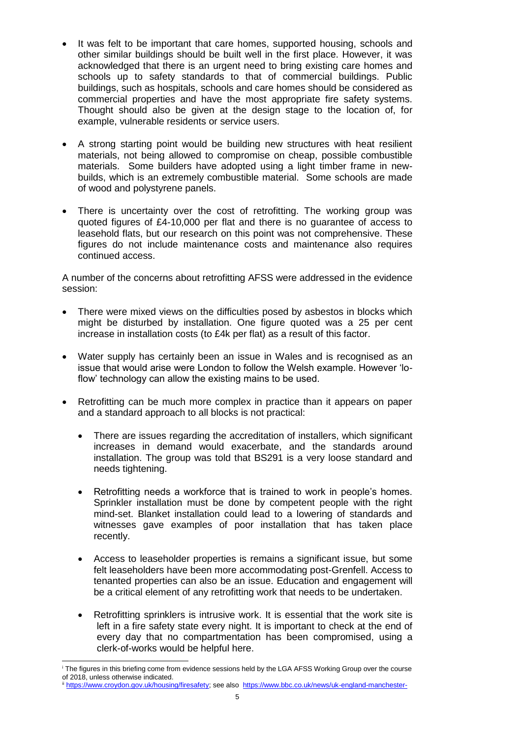- It was felt to be important that care homes, supported housing, schools and other similar buildings should be built well in the first place. However, it was acknowledged that there is an urgent need to bring existing care homes and schools up to safety standards to that of commercial buildings. Public buildings, such as hospitals, schools and care homes should be considered as commercial properties and have the most appropriate fire safety systems. Thought should also be given at the design stage to the location of, for example, vulnerable residents or service users.

- A strong starting point would be building new structures with heat resilient materials, not being allowed to compromise on cheap, possible combustible materials. Some builders have adopted using a light timber frame in new-builds, which is an extremely combustible material. Some schools are made of wood and polystyrene panels.

- There is uncertainty over the cost of retrofitting. The working group was quoted figures of £4-10,000 per flat and there is no guarantee of access to leasehold flats, but our research on this point was not comprehensive. These figures do not include maintenance costs and maintenance also requires continued access.

A number of the concerns about retrofitting AFSS were addressed in the evidence session:

- There were mixed views on the difficulties posed by asbestos in blocks which might be disturbed by installation. One figure quoted was a 25 per cent increase in installation costs (to £4k per flat) as a result of this factor.

- Water supply has certainly been an issue in Wales and is recognised as an issue that would arise were London to follow the Welsh example. However 'lo-flow' technology can allow the existing mains to be used.

- Retrofitting can be much more complex in practice than it appears on paper and a standard approach to all blocks is not practical:

  - There are issues regarding the accreditation of installers, which significant increases in demand would exacerbate, and the standards around installation. The group was told that BS291 is a very loose standard and needs tightening.

  - Retrofitting needs a workforce that is trained to work in people's homes. Sprinkler installation must be done by competent people with the right mind-set. Blanket installation could lead to a lowering of standards and witnesses gave examples of poor installation that has taken place recently.

  - Access to leaseholder properties is remains a significant issue, but some felt leaseholders have been more accommodating post-Grenfell. Access to tenanted properties can also be an issue. Education and engagement will be a critical element of any retrofitting work that needs to be undertaken.

  - Retrofitting sprinklers is intrusive work. It is essential that the work site is left in a fire safety state every night. It is important to check at the end of every day that no compartmentation has been compromised, using a clerk-of-works would be helpful here.

---

[i] The figures in this briefing come from evidence sessions held by the LGA AFSS Working Group over the course of 2018, unless otherwise indicated.

[ii] https://www.croydon.gov.uk/housing/firesafety; see also https://www.bbc.co.uk/news/uk-england-manchester-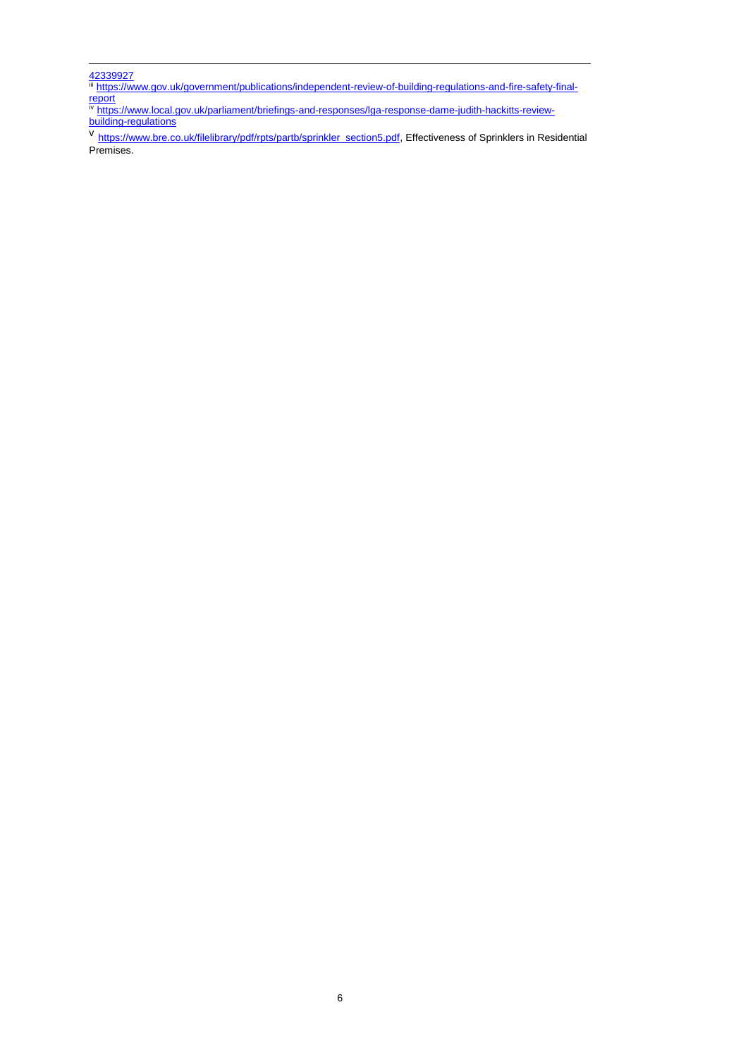42339927

[iii] https://www.gov.uk/government/publications/independent-review-of-building-regulations-and-fire-safety-final-report

[iv] https://www.local.gov.uk/parliament/briefings-and-responses/lga-response-dame-judith-hackitts-review-building-regulations

[v] https://www.bre.co.uk/filelibrary/pdf/rpts/partb/sprinkler_section5.pdf, Effectiveness of Sprinklers in Residential Premises.